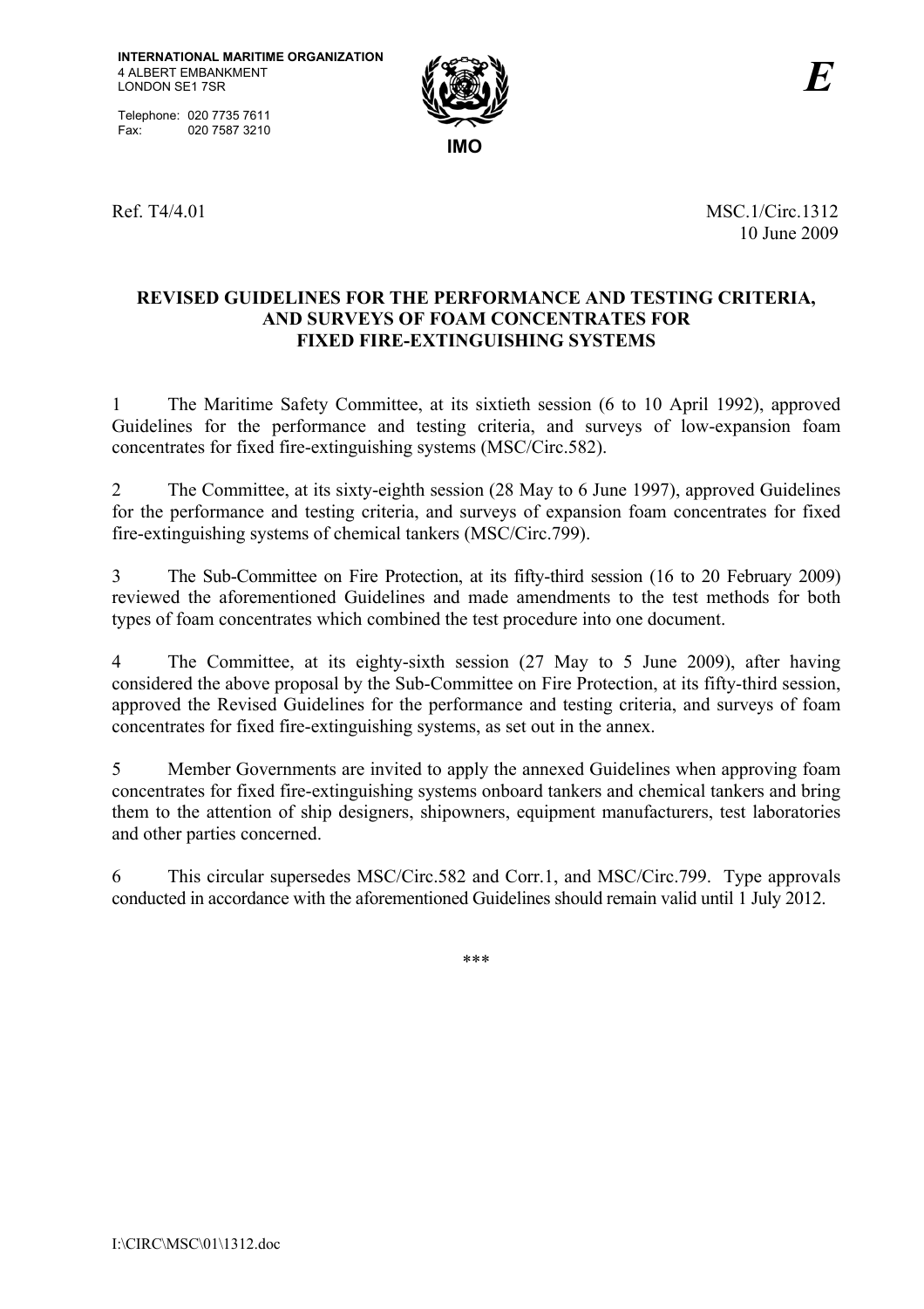INTERNATIONAL MARITIME ORGANIZATION
4 ALBERT EMBANKMENT
LONDON SE1 7SR

Telephone: 020 7735 7611
Fax: 020 7587 3210

IMO

*E*

Ref. T4/4.01

MSC.1/Circ.1312
10 June 2009

**REVISED GUIDELINES FOR THE PERFORMANCE AND TESTING CRITERIA, AND SURVEYS OF FOAM CONCENTRATES FOR FIXED FIRE-EXTINGUISHING SYSTEMS**

1 The Maritime Safety Committee, at its sixtieth session (6 to 10 April 1992), approved Guidelines for the performance and testing criteria, and surveys of low-expansion foam concentrates for fixed fire-extinguishing systems (MSC/Circ.582).

2 The Committee, at its sixty-eighth session (28 May to 6 June 1997), approved Guidelines for the performance and testing criteria, and surveys of expansion foam concentrates for fixed fire-extinguishing systems of chemical tankers (MSC/Circ.799).

3 The Sub-Committee on Fire Protection, at its fifty-third session (16 to 20 February 2009) reviewed the aforementioned Guidelines and made amendments to the test methods for both types of foam concentrates which combined the test procedure into one document.

4 The Committee, at its eighty-sixth session (27 May to 5 June 2009), after having considered the above proposal by the Sub-Committee on Fire Protection, at its fifty-third session, approved the Revised Guidelines for the performance and testing criteria, and surveys of foam concentrates for fixed fire-extinguishing systems, as set out in the annex.

5 Member Governments are invited to apply the annexed Guidelines when approving foam concentrates for fixed fire-extinguishing systems onboard tankers and chemical tankers and bring them to the attention of ship designers, shipowners, equipment manufacturers, test laboratories and other parties concerned.

6 This circular supersedes MSC/Circ.582 and Corr.1, and MSC/Circ.799. Type approvals conducted in accordance with the aforementioned Guidelines should remain valid until 1 July 2012.

\*\*\*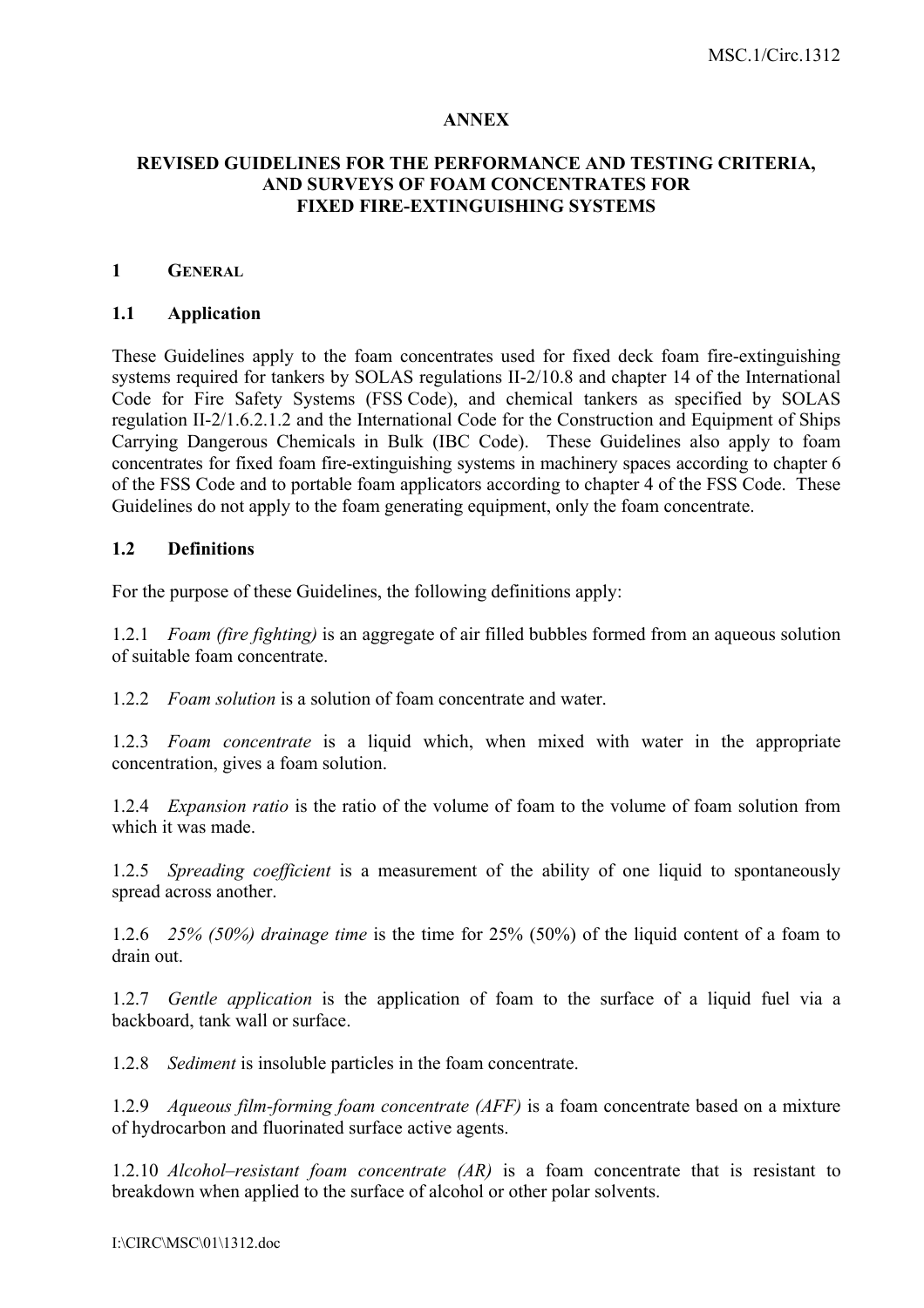## ANNEX

## REVISED GUIDELINES FOR THE PERFORMANCE AND TESTING CRITERIA, AND SURVEYS OF FOAM CONCENTRATES FOR FIXED FIRE-EXTINGUISHING SYSTEMS

### 1 GENERAL

### 1.1 Application

These Guidelines apply to the foam concentrates used for fixed deck foam fire-extinguishing systems required for tankers by SOLAS regulations II-2/10.8 and chapter 14 of the International Code for Fire Safety Systems (FSS Code), and chemical tankers as specified by SOLAS regulation II-2/1.6.2.1.2 and the International Code for the Construction and Equipment of Ships Carrying Dangerous Chemicals in Bulk (IBC Code). These Guidelines also apply to foam concentrates for fixed foam fire-extinguishing systems in machinery spaces according to chapter 6 of the FSS Code and to portable foam applicators according to chapter 4 of the FSS Code. These Guidelines do not apply to the foam generating equipment, only the foam concentrate.

### 1.2 Definitions

For the purpose of these Guidelines, the following definitions apply:

1.2.1 *Foam (fire fighting)* is an aggregate of air filled bubbles formed from an aqueous solution of suitable foam concentrate.

1.2.2 *Foam solution* is a solution of foam concentrate and water.

1.2.3 *Foam concentrate* is a liquid which, when mixed with water in the appropriate concentration, gives a foam solution.

1.2.4 *Expansion ratio* is the ratio of the volume of foam to the volume of foam solution from which it was made.

1.2.5 *Spreading coefficient* is a measurement of the ability of one liquid to spontaneously spread across another.

1.2.6 *25% (50%) drainage time* is the time for 25% (50%) of the liquid content of a foam to drain out.

1.2.7 *Gentle application* is the application of foam to the surface of a liquid fuel via a backboard, tank wall or surface.

1.2.8 *Sediment* is insoluble particles in the foam concentrate.

1.2.9 *Aqueous film-forming foam concentrate (AFF)* is a foam concentrate based on a mixture of hydrocarbon and fluorinated surface active agents.

1.2.10 *Alcohol–resistant foam concentrate (AR)* is a foam concentrate that is resistant to breakdown when applied to the surface of alcohol or other polar solvents.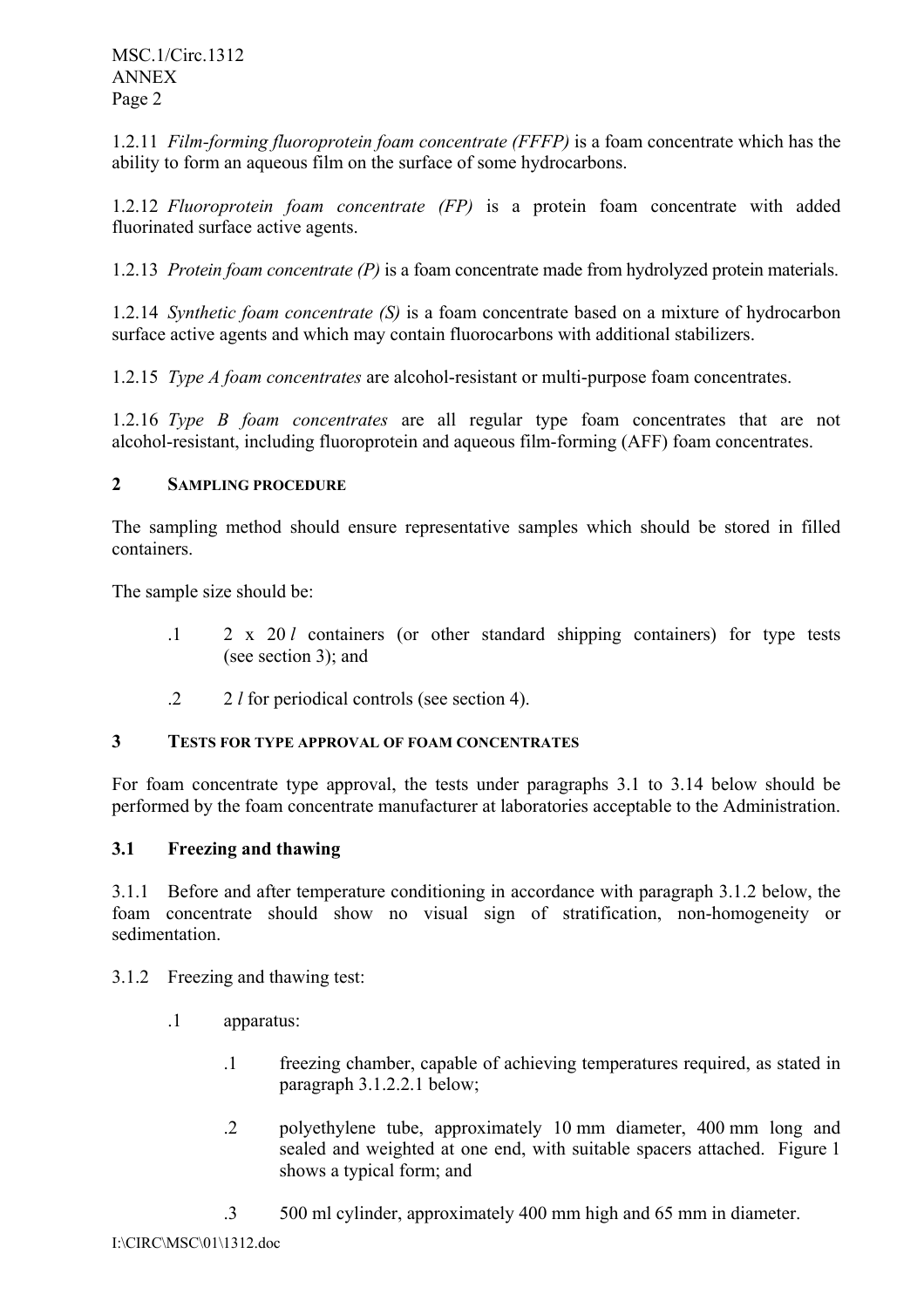1.2.11 *Film-forming fluoroprotein foam concentrate (FFFP)* is a foam concentrate which has the ability to form an aqueous film on the surface of some hydrocarbons.

1.2.12 *Fluoroprotein foam concentrate (FP)* is a protein foam concentrate with added fluorinated surface active agents.

1.2.13 *Protein foam concentrate (P)* is a foam concentrate made from hydrolyzed protein materials.

1.2.14 *Synthetic foam concentrate (S)* is a foam concentrate based on a mixture of hydrocarbon surface active agents and which may contain fluorocarbons with additional stabilizers.

1.2.15 *Type A foam concentrates* are alcohol-resistant or multi-purpose foam concentrates.

1.2.16 *Type B foam concentrates* are all regular type foam concentrates that are not alcohol-resistant, including fluoroprotein and aqueous film-forming (AFF) foam concentrates.

## 2 SAMPLING PROCEDURE

The sampling method should ensure representative samples which should be stored in filled containers.

The sample size should be:

.1 2 x 20 *l* containers (or other standard shipping containers) for type tests (see section 3); and

.2 2 *l* for periodical controls (see section 4).

## 3 TESTS FOR TYPE APPROVAL OF FOAM CONCENTRATES

For foam concentrate type approval, the tests under paragraphs 3.1 to 3.14 below should be performed by the foam concentrate manufacturer at laboratories acceptable to the Administration.

### 3.1 Freezing and thawing

3.1.1 Before and after temperature conditioning in accordance with paragraph 3.1.2 below, the foam concentrate should show no visual sign of stratification, non-homogeneity or sedimentation.

3.1.2 Freezing and thawing test:

.1 apparatus:

.1 freezing chamber, capable of achieving temperatures required, as stated in paragraph 3.1.2.2.1 below;

.2 polyethylene tube, approximately 10 mm diameter, 400 mm long and sealed and weighted at one end, with suitable spacers attached. Figure 1 shows a typical form; and

.3 500 ml cylinder, approximately 400 mm high and 65 mm in diameter.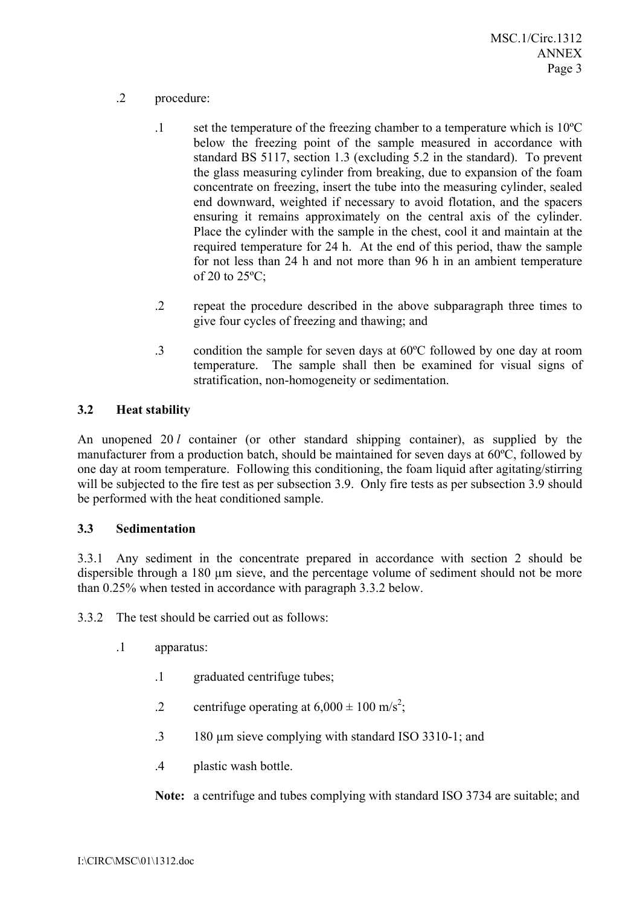.2 procedure:

.1 set the temperature of the freezing chamber to a temperature which is 10ºC below the freezing point of the sample measured in accordance with standard BS 5117, section 1.3 (excluding 5.2 in the standard). To prevent the glass measuring cylinder from breaking, due to expansion of the foam concentrate on freezing, insert the tube into the measuring cylinder, sealed end downward, weighted if necessary to avoid flotation, and the spacers ensuring it remains approximately on the central axis of the cylinder. Place the cylinder with the sample in the chest, cool it and maintain at the required temperature for 24 h. At the end of this period, thaw the sample for not less than 24 h and not more than 96 h in an ambient temperature of 20 to 25ºC;

.2 repeat the procedure described in the above subparagraph three times to give four cycles of freezing and thawing; and

.3 condition the sample for seven days at 60ºC followed by one day at room temperature. The sample shall then be examined for visual signs of stratification, non-homogeneity or sedimentation.

### 3.2 Heat stability

An unopened 20 *l* container (or other standard shipping container), as supplied by the manufacturer from a production batch, should be maintained for seven days at 60ºC, followed by one day at room temperature. Following this conditioning, the foam liquid after agitating/stirring will be subjected to the fire test as per subsection 3.9. Only fire tests as per subsection 3.9 should be performed with the heat conditioned sample.

### 3.3 Sedimentation

3.3.1 Any sediment in the concentrate prepared in accordance with section 2 should be dispersible through a 180 µm sieve, and the percentage volume of sediment should not be more than 0.25% when tested in accordance with paragraph 3.3.2 below.

3.3.2 The test should be carried out as follows:

.1 apparatus:

.1 graduated centrifuge tubes;

.2 centrifuge operating at 6,000 ± 100 m/s$^2$;

.3 180 µm sieve complying with standard ISO 3310-1; and

.4 plastic wash bottle.

**Note:** a centrifuge and tubes complying with standard ISO 3734 are suitable; and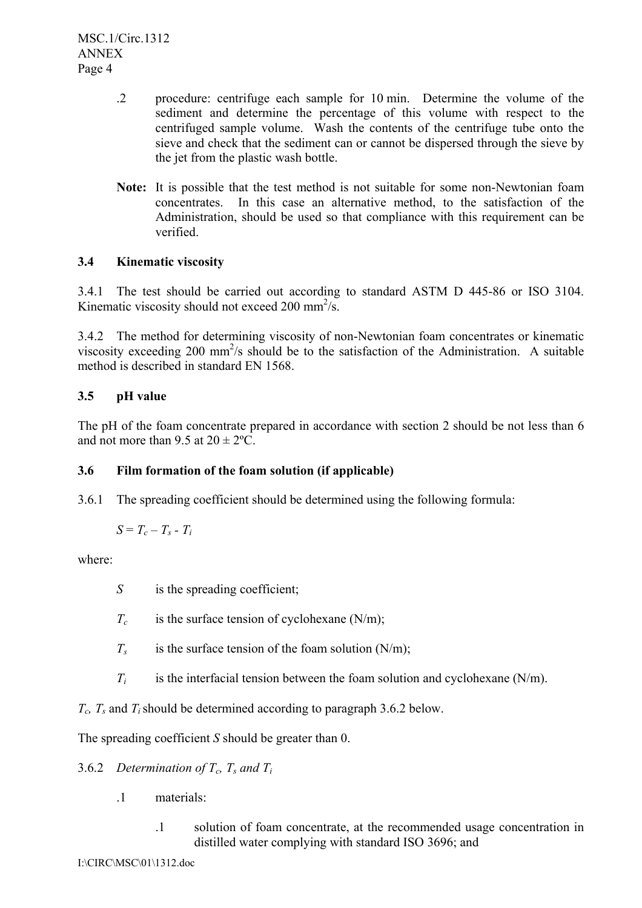.2 procedure: centrifuge each sample for 10 min. Determine the volume of the sediment and determine the percentage of this volume with respect to the centrifuged sample volume. Wash the contents of the centrifuge tube onto the sieve and check that the sediment can or cannot be dispersed through the sieve by the jet from the plastic wash bottle.

**Note:** It is possible that the test method is not suitable for some non-Newtonian foam concentrates. In this case an alternative method, to the satisfaction of the Administration, should be used so that compliance with this requirement can be verified.

### 3.4 Kinematic viscosity

3.4.1 The test should be carried out according to standard ASTM D 445-86 or ISO 3104. Kinematic viscosity should not exceed 200 $mm^2/s$.

3.4.2 The method for determining viscosity of non-Newtonian foam concentrates or kinematic viscosity exceeding 200 $mm^2/s$ should be to the satisfaction of the Administration. A suitable method is described in standard EN 1568.

### 3.5 pH value

The pH of the foam concentrate prepared in accordance with section 2 should be not less than 6 and not more than 9.5 at 20 ± 2ºC.

### 3.6 Film formation of the foam solution (if applicable)

3.6.1 The spreading coefficient should be determined using the following formula:

$$S = T_c - T_s - T_i$$

where:

$S$ is the spreading coefficient;

$T_c$ is the surface tension of cyclohexane (N/m);

$T_s$ is the surface tension of the foam solution (N/m);

$T_i$ is the interfacial tension between the foam solution and cyclohexane (N/m).

$T_c$, $T_s$ and $T_i$ should be determined according to paragraph 3.6.2 below.

The spreading coefficient $S$ should be greater than 0.

3.6.2 *Determination of* $T_c$, $T_s$ *and* $T_i$

.1 materials:

.1 solution of foam concentrate, at the recommended usage concentration in distilled water complying with standard ISO 3696; and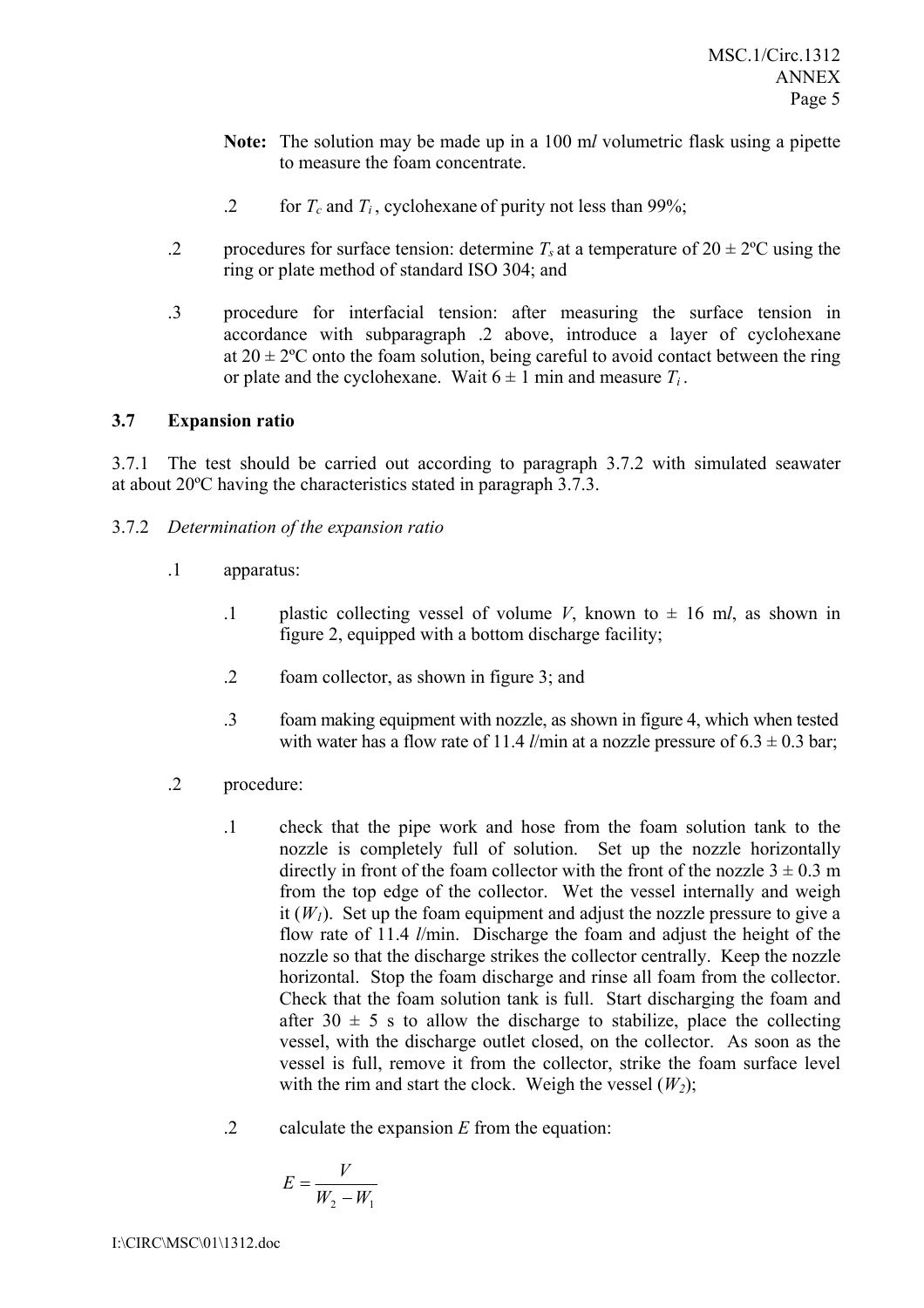**Note:** The solution may be made up in a 100 m*l* volumetric flask using a pipette to measure the foam concentrate.

.2 for $T_c$ and $T_i$, cyclohexane of purity not less than 99%;

.2 procedures for surface tension: determine $T_s$ at a temperature of 20 ± 2ºC using the ring or plate method of standard ISO 304; and

.3 procedure for interfacial tension: after measuring the surface tension in accordance with subparagraph .2 above, introduce a layer of cyclohexane at 20 ± 2ºC onto the foam solution, being careful to avoid contact between the ring or plate and the cyclohexane. Wait 6 ± 1 min and measure $T_i$.

### 3.7 Expansion ratio

3.7.1 The test should be carried out according to paragraph 3.7.2 with simulated seawater at about 20ºC having the characteristics stated in paragraph 3.7.3.

3.7.2 *Determination of the expansion ratio*

.1 apparatus:

.1 plastic collecting vessel of volume *V*, known to ± 16 m*l*, as shown in figure 2, equipped with a bottom discharge facility;

.2 foam collector, as shown in figure 3; and

.3 foam making equipment with nozzle, as shown in figure 4, which when tested with water has a flow rate of 11.4 *l*/min at a nozzle pressure of 6.3 ± 0.3 bar;

.2 procedure:

.1 check that the pipe work and hose from the foam solution tank to the nozzle is completely full of solution. Set up the nozzle horizontally directly in front of the foam collector with the front of the nozzle 3 ± 0.3 m from the top edge of the collector. Wet the vessel internally and weigh it ($W_1$). Set up the foam equipment and adjust the nozzle pressure to give a flow rate of 11.4 *l*/min. Discharge the foam and adjust the height of the nozzle so that the discharge strikes the collector centrally. Keep the nozzle horizontal. Stop the foam discharge and rinse all foam from the collector. Check that the foam solution tank is full. Start discharging the foam and after 30 ± 5 s to allow the discharge to stabilize, place the collecting vessel, with the discharge outlet closed, on the collector. As soon as the vessel is full, remove it from the collector, strike the foam surface level with the rim and start the clock. Weigh the vessel ($W_2$);

.2 calculate the expansion *E* from the equation:

$$E = \frac{V}{W_2 - W_1}$$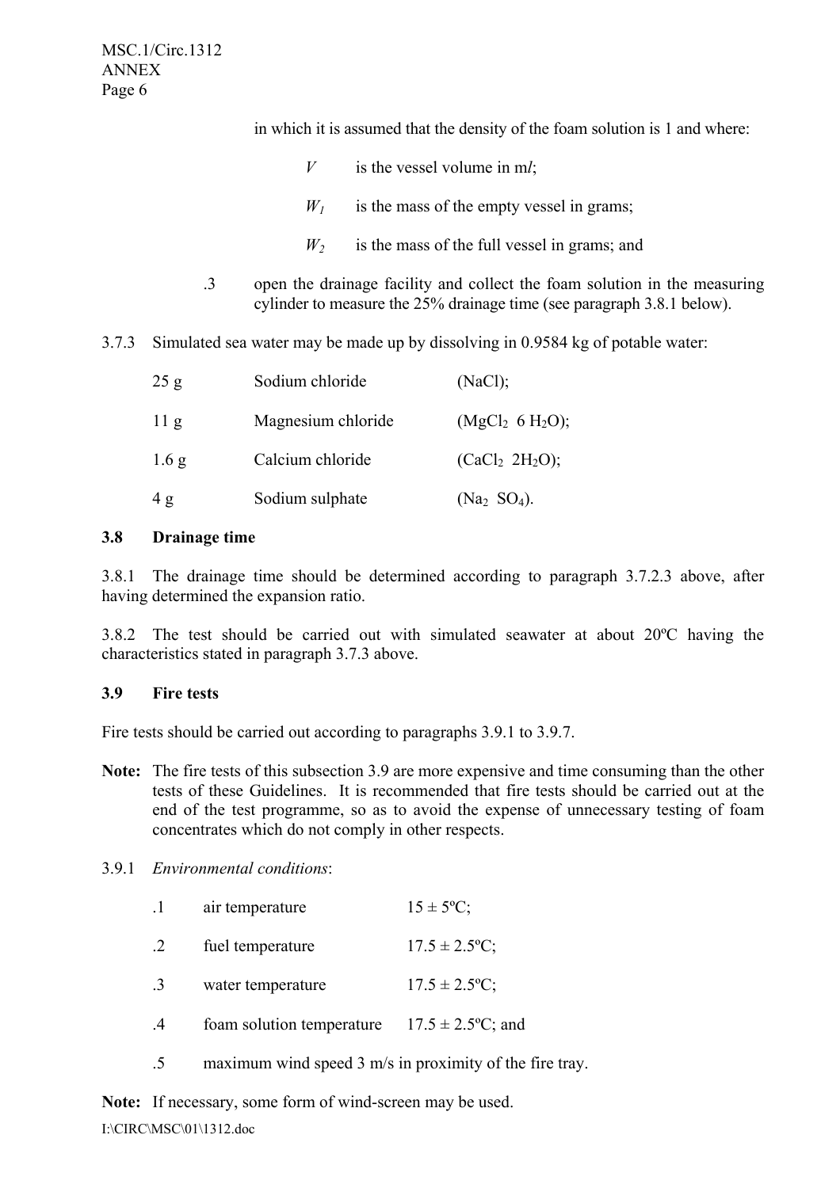in which it is assumed that the density of the foam solution is 1 and where:

$V$ is the vessel volume in m*l*;

$W_1$ is the mass of the empty vessel in grams;

$W_2$ is the mass of the full vessel in grams; and

.3 open the drainage facility and collect the foam solution in the measuring cylinder to measure the 25% drainage time (see paragraph 3.8.1 below).

3.7.3 Simulated sea water may be made up by dissolving in 0.9584 kg of potable water:

| | | |
|---|---|---|
| 25 g | Sodium chloride | ($NaCl$); |
| 11 g | Magnesium chloride | ($MgCl_2 \ 6 \ H_2O$); |
| 1.6 g | Calcium chloride | ($CaCl_2 \ 2H_2O$); |
| 4 g | Sodium sulphate | ($Na_2 \ SO_4$). |

### 3.8 Drainage time

3.8.1 The drainage time should be determined according to paragraph 3.7.2.3 above, after having determined the expansion ratio.

3.8.2 The test should be carried out with simulated seawater at about 20ºC having the characteristics stated in paragraph 3.7.3 above.

### 3.9 Fire tests

Fire tests should be carried out according to paragraphs 3.9.1 to 3.9.7.

**Note:** The fire tests of this subsection 3.9 are more expensive and time consuming than the other tests of these Guidelines. It is recommended that fire tests should be carried out at the end of the test programme, so as to avoid the expense of unnecessary testing of foam concentrates which do not comply in other respects.

3.9.1 *Environmental conditions*:

.1 air temperature 15 ± 5ºC;

.2 fuel temperature 17.5 ± 2.5ºC;

.3 water temperature 17.5 ± 2.5ºC;

.4 foam solution temperature 17.5 ± 2.5ºC; and

.5 maximum wind speed 3 m/s in proximity of the fire tray.

**Note:** If necessary, some form of wind-screen may be used.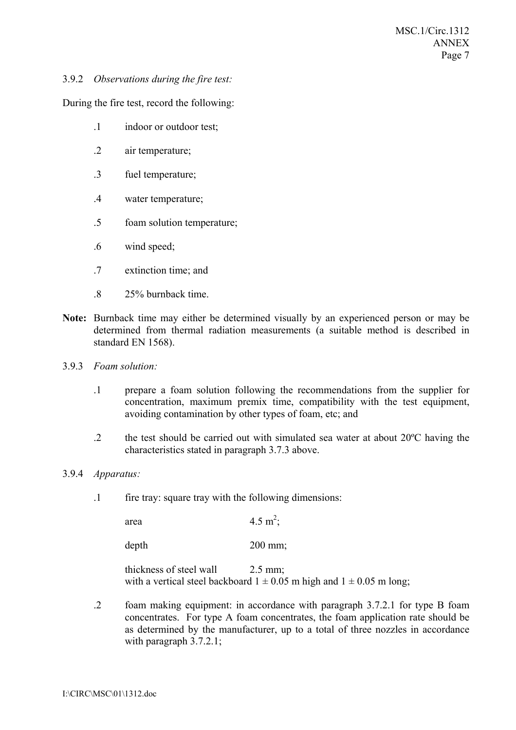3.9.2 *Observations during the fire test:*

During the fire test, record the following:

.1 indoor or outdoor test;

.2 air temperature;

.3 fuel temperature;

.4 water temperature;

.5 foam solution temperature;

.6 wind speed;

.7 extinction time; and

.8 25% burnback time.

**Note:** Burnback time may either be determined visually by an experienced person or may be determined from thermal radiation measurements (a suitable method is described in standard EN 1568).

3.9.3 *Foam solution:*

.1 prepare a foam solution following the recommendations from the supplier for concentration, maximum premix time, compatibility with the test equipment, avoiding contamination by other types of foam, etc; and

.2 the test should be carried out with simulated sea water at about 20ºC having the characteristics stated in paragraph 3.7.3 above.

3.9.4 *Apparatus:*

.1 fire tray: square tray with the following dimensions:

area 4.5 $m^2$;

depth 200 mm;

thickness of steel wall 2.5 mm;
with a vertical steel backboard 1 ± 0.05 m high and 1 ± 0.05 m long;

.2 foam making equipment: in accordance with paragraph 3.7.2.1 for type B foam concentrates. For type A foam concentrates, the foam application rate should be as determined by the manufacturer, up to a total of three nozzles in accordance with paragraph 3.7.2.1;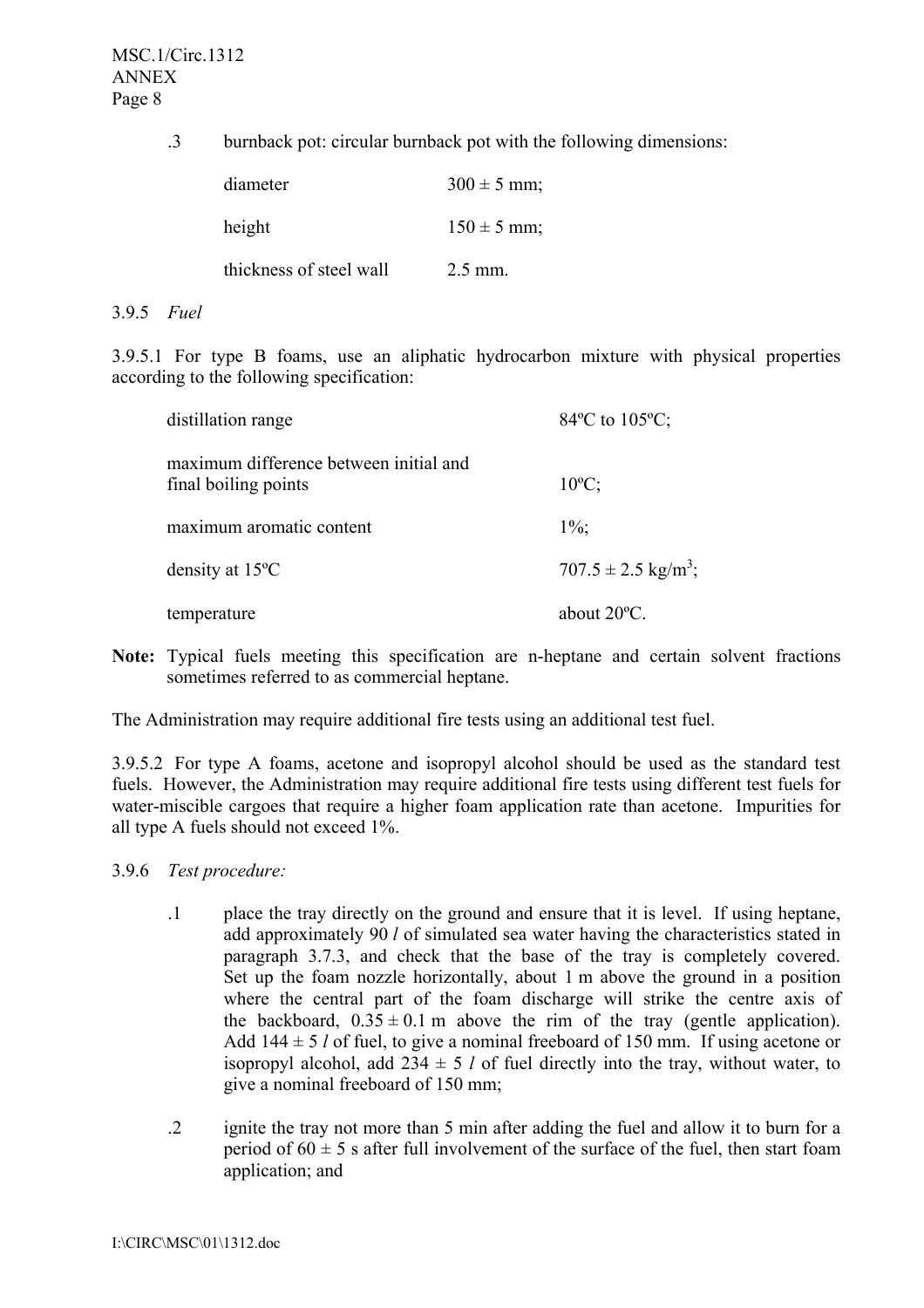.3 burnback pot: circular burnback pot with the following dimensions:

| | |
|---|---|
| diameter | 300 ± 5 mm; |
| height | 150 ± 5 mm; |
| thickness of steel wall | 2.5 mm. |

3.9.5 *Fuel*

3.9.5.1 For type B foams, use an aliphatic hydrocarbon mixture with physical properties according to the following specification:

| | |
|---|---|
| distillation range | 84ºC to 105ºC; |
| maximum difference between initial and final boiling points | 10ºC; |
| maximum aromatic content | 1%; |
| density at 15ºC | 707.5 ± 2.5 kg/m$^3$; |
| temperature | about 20ºC. |

**Note:** Typical fuels meeting this specification are n-heptane and certain solvent fractions sometimes referred to as commercial heptane.

The Administration may require additional fire tests using an additional test fuel.

3.9.5.2 For type A foams, acetone and isopropyl alcohol should be used as the standard test fuels. However, the Administration may require additional fire tests using different test fuels for water-miscible cargoes that require a higher foam application rate than acetone. Impurities for all type A fuels should not exceed 1%.

3.9.6 *Test procedure:*

.1 place the tray directly on the ground and ensure that it is level. If using heptane, add approximately 90 *l* of simulated sea water having the characteristics stated in paragraph 3.7.3, and check that the base of the tray is completely covered. Set up the foam nozzle horizontally, about 1 m above the ground in a position where the central part of the foam discharge will strike the centre axis of the backboard, 0.35 ± 0.1 m above the rim of the tray (gentle application). Add 144 ± 5 *l* of fuel, to give a nominal freeboard of 150 mm. If using acetone or isopropyl alcohol, add 234 ± 5 *l* of fuel directly into the tray, without water, to give a nominal freeboard of 150 mm;

.2 ignite the tray not more than 5 min after adding the fuel and allow it to burn for a period of 60 ± 5 s after full involvement of the surface of the fuel, then start foam application; and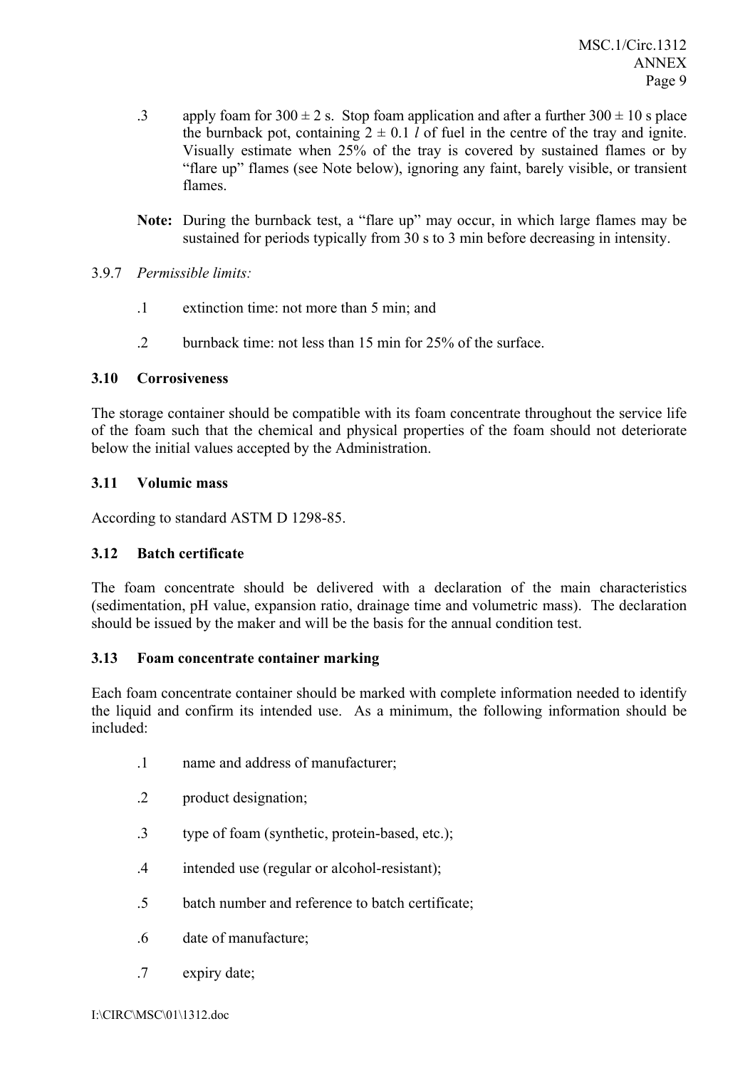.3 apply foam for $300 \pm 2$ s. Stop foam application and after a further $300 \pm 10$ s place the burnback pot, containing $2 \pm 0.1$ *l* of fuel in the centre of the tray and ignite. Visually estimate when 25% of the tray is covered by sustained flames or by "flare up" flames (see Note below), ignoring any faint, barely visible, or transient flames.

**Note:** During the burnback test, a "flare up" may occur, in which large flames may be sustained for periods typically from 30 s to 3 min before decreasing in intensity.

3.9.7 *Permissible limits:*

.1 extinction time: not more than 5 min; and

.2 burnback time: not less than 15 min for 25% of the surface.

### 3.10 Corrosiveness

The storage container should be compatible with its foam concentrate throughout the service life of the foam such that the chemical and physical properties of the foam should not deteriorate below the initial values accepted by the Administration.

### 3.11 Volumic mass

According to standard ASTM D 1298-85.

### 3.12 Batch certificate

The foam concentrate should be delivered with a declaration of the main characteristics (sedimentation, pH value, expansion ratio, drainage time and volumetric mass). The declaration should be issued by the maker and will be the basis for the annual condition test.

### 3.13 Foam concentrate container marking

Each foam concentrate container should be marked with complete information needed to identify the liquid and confirm its intended use. As a minimum, the following information should be included:

.1 name and address of manufacturer;

.2 product designation;

.3 type of foam (synthetic, protein-based, etc.);

.4 intended use (regular or alcohol-resistant);

.5 batch number and reference to batch certificate;

.6 date of manufacture;

.7 expiry date;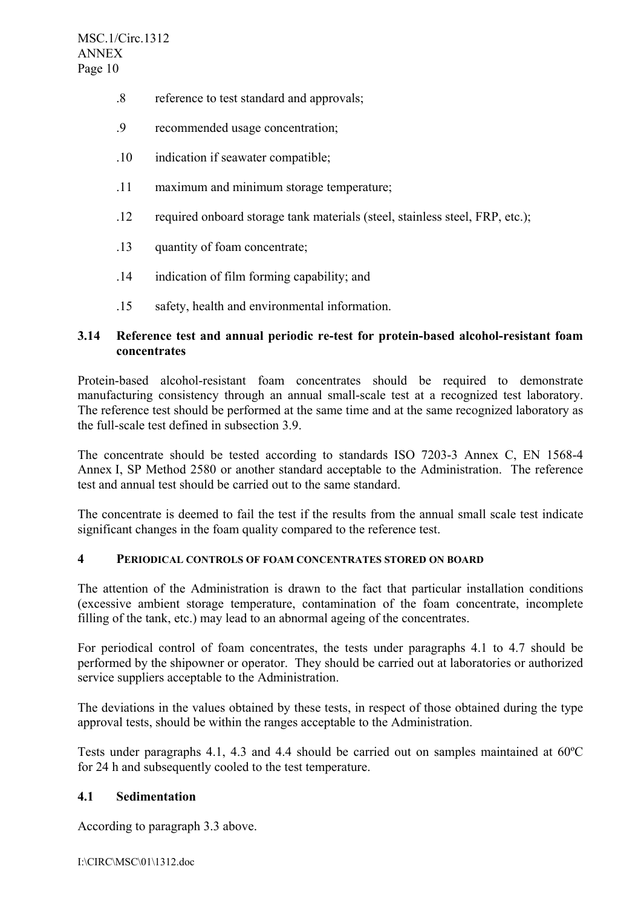.8 reference to test standard and approvals;

.9 recommended usage concentration;

.10 indication if seawater compatible;

.11 maximum and minimum storage temperature;

.12 required onboard storage tank materials (steel, stainless steel, FRP, etc.);

.13 quantity of foam concentrate;

.14 indication of film forming capability; and

.15 safety, health and environmental information.

### 3.14 Reference test and annual periodic re-test for protein-based alcohol-resistant foam concentrates

Protein-based alcohol-resistant foam concentrates should be required to demonstrate manufacturing consistency through an annual small-scale test at a recognized test laboratory. The reference test should be performed at the same time and at the same recognized laboratory as the full-scale test defined in subsection 3.9.

The concentrate should be tested according to standards ISO 7203-3 Annex C, EN 1568-4 Annex I, SP Method 2580 or another standard acceptable to the Administration. The reference test and annual test should be carried out to the same standard.

The concentrate is deemed to fail the test if the results from the annual small scale test indicate significant changes in the foam quality compared to the reference test.

## 4 PERIODICAL CONTROLS OF FOAM CONCENTRATES STORED ON BOARD

The attention of the Administration is drawn to the fact that particular installation conditions (excessive ambient storage temperature, contamination of the foam concentrate, incomplete filling of the tank, etc.) may lead to an abnormal ageing of the concentrates.

For periodical control of foam concentrates, the tests under paragraphs 4.1 to 4.7 should be performed by the shipowner or operator. They should be carried out at laboratories or authorized service suppliers acceptable to the Administration.

The deviations in the values obtained by these tests, in respect of those obtained during the type approval tests, should be within the ranges acceptable to the Administration.

Tests under paragraphs 4.1, 4.3 and 4.4 should be carried out on samples maintained at 60ºC for 24 h and subsequently cooled to the test temperature.

### 4.1 Sedimentation

According to paragraph 3.3 above.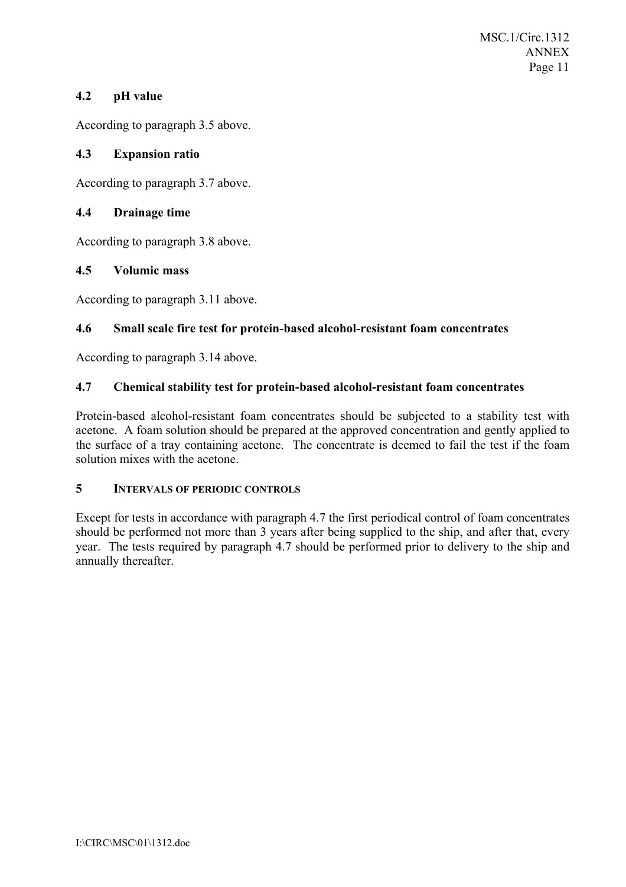### 4.2 pH value

According to paragraph 3.5 above.

### 4.3 Expansion ratio

According to paragraph 3.7 above.

### 4.4 Drainage time

According to paragraph 3.8 above.

### 4.5 Volumic mass

According to paragraph 3.11 above.

### 4.6 Small scale fire test for protein-based alcohol-resistant foam concentrates

According to paragraph 3.14 above.

### 4.7 Chemical stability test for protein-based alcohol-resistant foam concentrates

Protein-based alcohol-resistant foam concentrates should be subjected to a stability test with acetone. A foam solution should be prepared at the approved concentration and gently applied to the surface of a tray containing acetone. The concentrate is deemed to fail the test if the foam solution mixes with the acetone.

## 5 INTERVALS OF PERIODIC CONTROLS

Except for tests in accordance with paragraph 4.7 the first periodical control of foam concentrates should be performed not more than 3 years after being supplied to the ship, and after that, every year. The tests required by paragraph 4.7 should be performed prior to delivery to the ship and annually thereafter.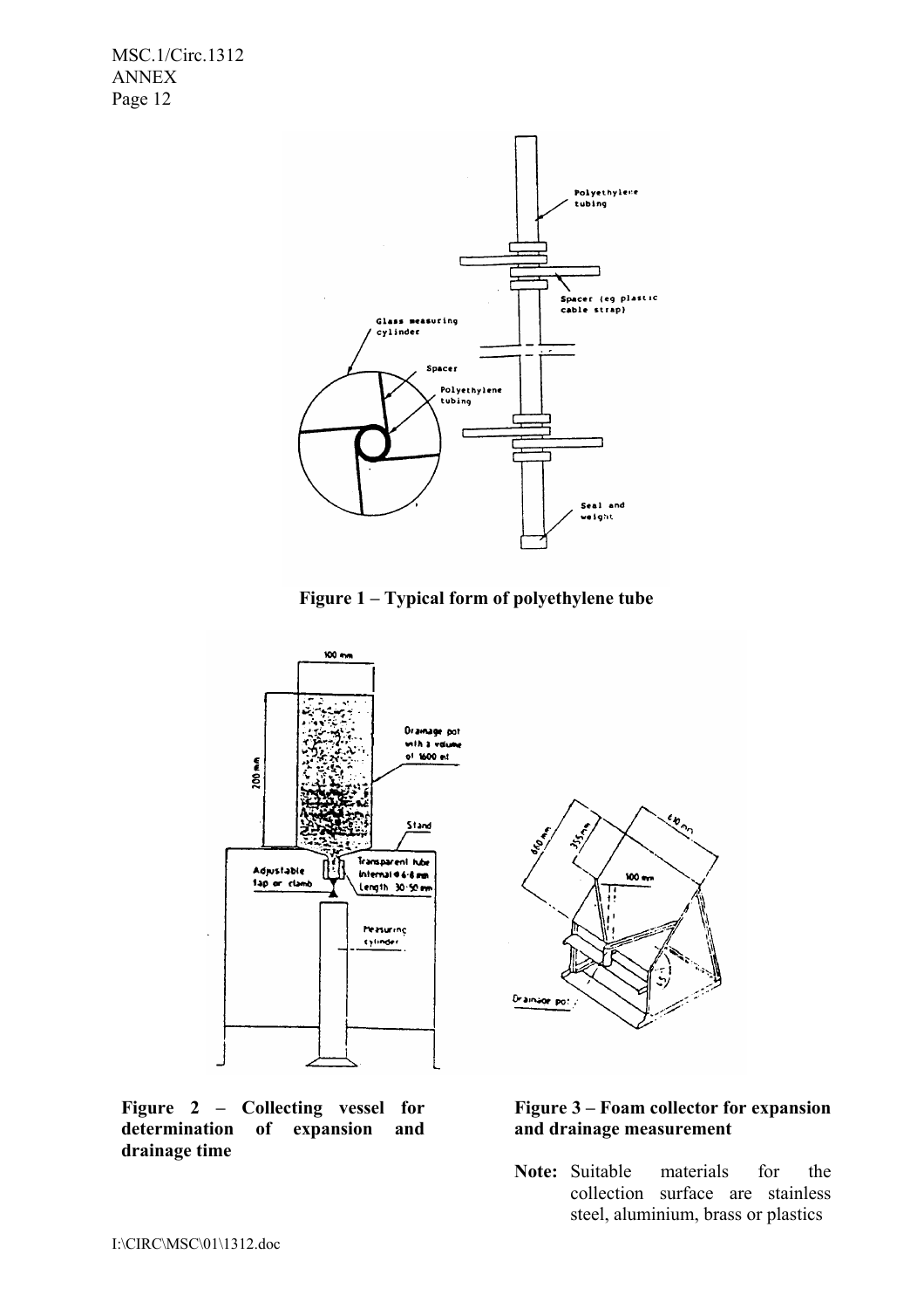Figure 1 – Typical form of polyethylene tube

Figure 2 – Collecting vessel for determination of expansion and drainage time

Figure 3 – Foam collector for expansion and drainage measurement

**Note:** Suitable materials for the collection surface are stainless steel, aluminium, brass or plastics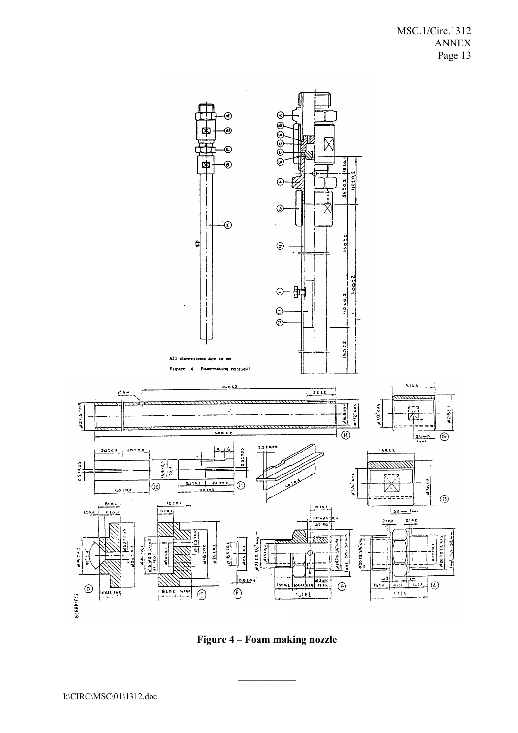All dimensions are in mm

Figure 4 Foam-making nozzle[1)]

**Figure 4 – Foam making nozzle**

___________